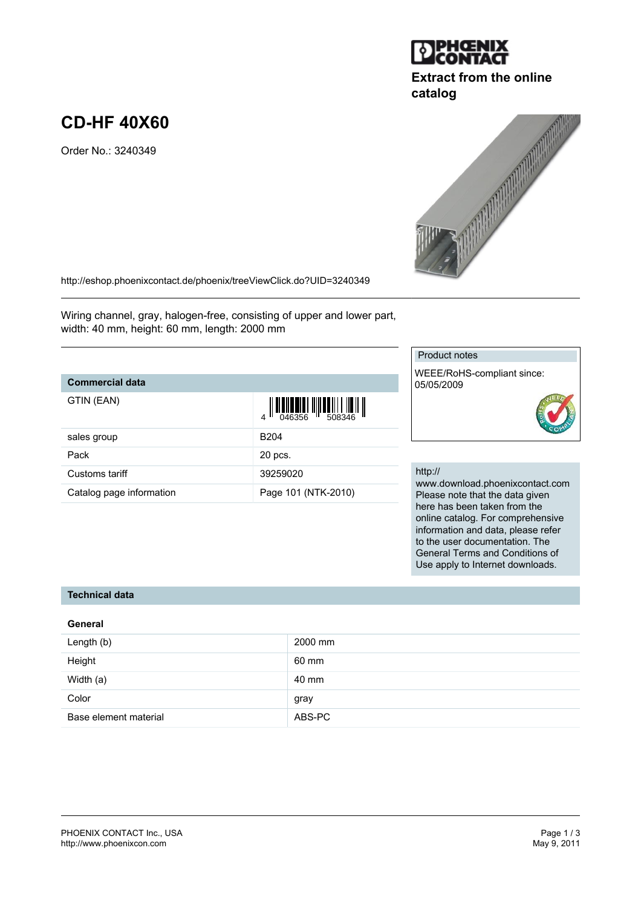Extract from the online catalog

# CD-HF 40X60

Order No.: 3240349

http://eshop.phoenixcontact.de/phoenix/treeViewClick.do?UID=3240349

Wiring channel, gray, halogen-free, consisting of upper and lower part, width: 40 mm, height: 60 mm, length: 2000 mm

## Commercial data

| | |
|---|---|
| GTIN (EAN) | 4 046356 508346 |
| sales group | B204 |
| Pack | 20 pcs. |
| Customs tariff | 39259020 |
| Catalog page information | Page 101 (NTK-2010) |

Product notes

WEEE/RoHS-compliant since: 05/05/2009

http://www.download.phoenixcontact.com
Please note that the data given here has been taken from the online catalog. For comprehensive information and data, please refer to the user documentation. The General Terms and Conditions of Use apply to Internet downloads.

## Technical data

### General

| | |
|---|---|
| Length (b) | 2000 mm |
| Height | 60 mm |
| Width (a) | 40 mm |
| Color | gray |
| Base element material | ABS-PC |

PHOENIX CONTACT Inc., USA
http://www.phoenixcon.com

May 9, 2011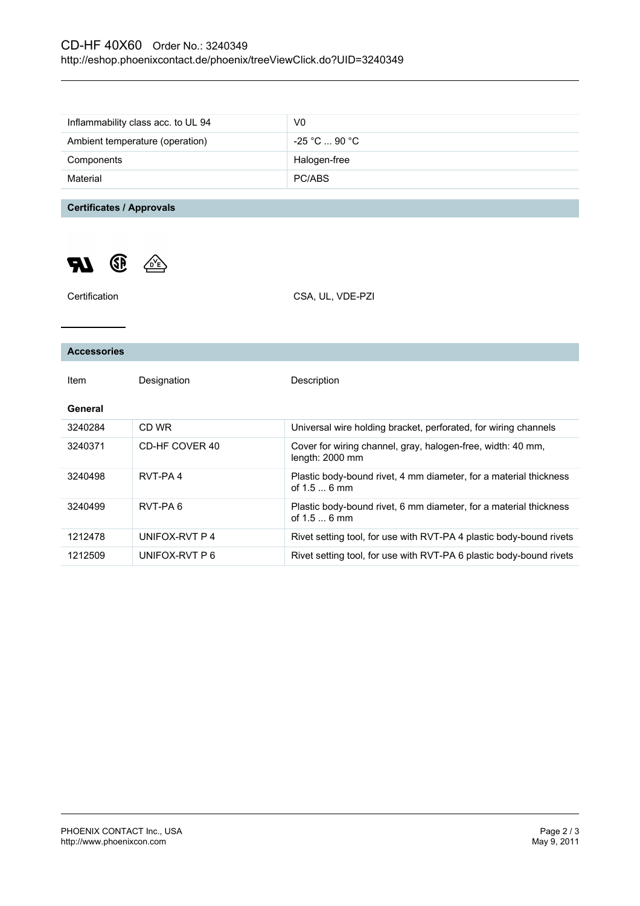| | |
|---|---|
| Inflammability class acc. to UL 94 | V0 |
| Ambient temperature (operation) | -25 °C ... 90 °C |
| Components | Halogen-free |
| Material | PC/ABS |

## Certificates / Approvals

| | |
|---|---|
| Certification | CSA, UL, VDE-PZI |

## Accessories

| Item | Designation | Description |
|---|---|---|
| **General** | | |
| 3240284 | CD WR | Universal wire holding bracket, perforated, for wiring channels |
| 3240371 | CD-HF COVER 40 | Cover for wiring channel, gray, halogen-free, width: 40 mm, length: 2000 mm |
| 3240498 | RVT-PA 4 | Plastic body-bound rivet, 4 mm diameter, for a material thickness of 1.5 ... 6 mm |
| 3240499 | RVT-PA 6 | Plastic body-bound rivet, 6 mm diameter, for a material thickness of 1.5 ... 6 mm |
| 1212478 | UNIFOX-RVT P 4 | Rivet setting tool, for use with RVT-PA 4 plastic body-bound rivets |
| 1212509 | UNIFOX-RVT P 6 | Rivet setting tool, for use with RVT-PA 6 plastic body-bound rivets |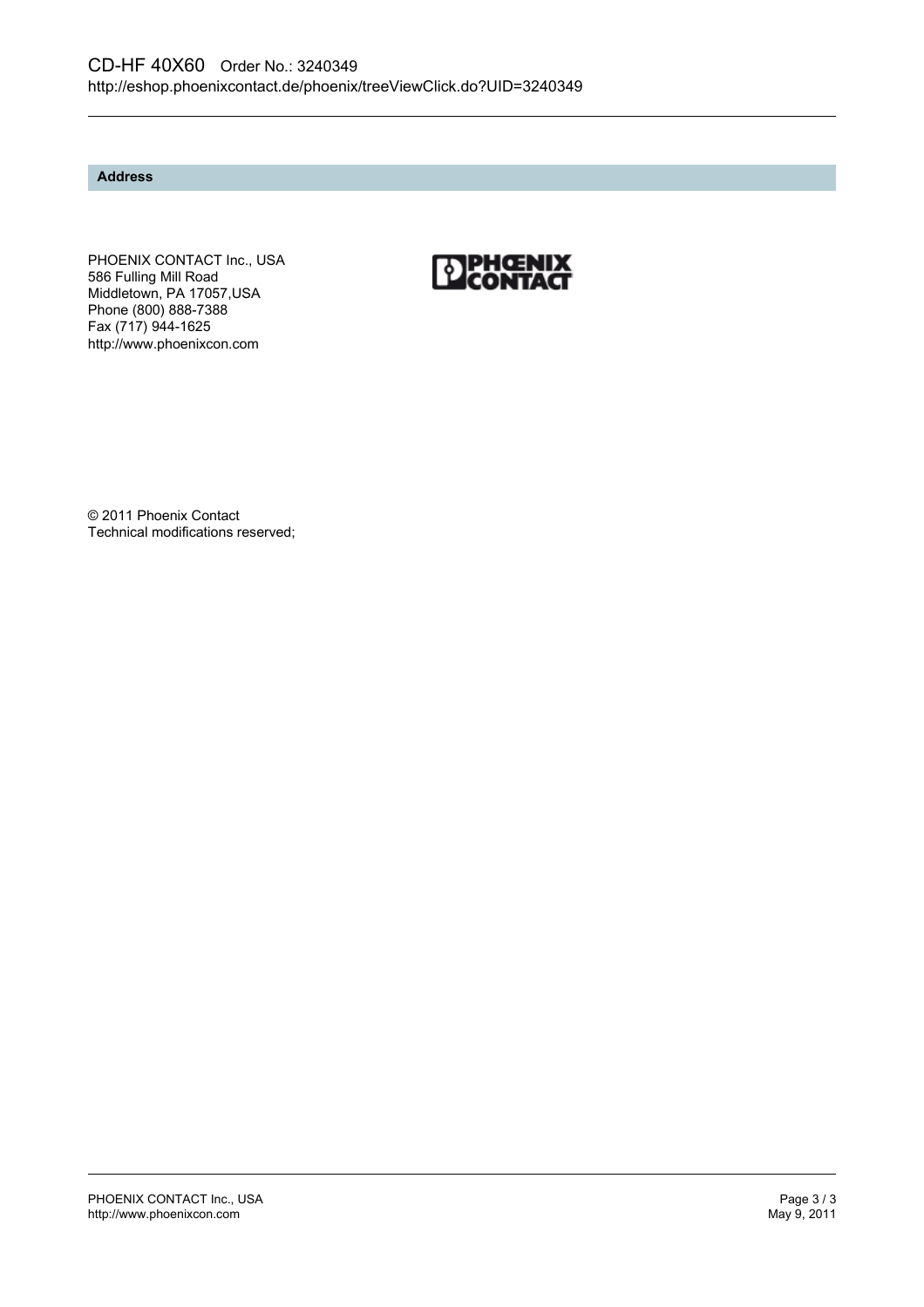## Address

PHOENIX CONTACT Inc., USA
586 Fulling Mill Road
Middletown, PA 17057,USA
Phone (800) 888-7388
Fax (717) 944-1625
http://www.phoenixcon.com

© 2011 Phoenix Contact
Technical modifications reserved;